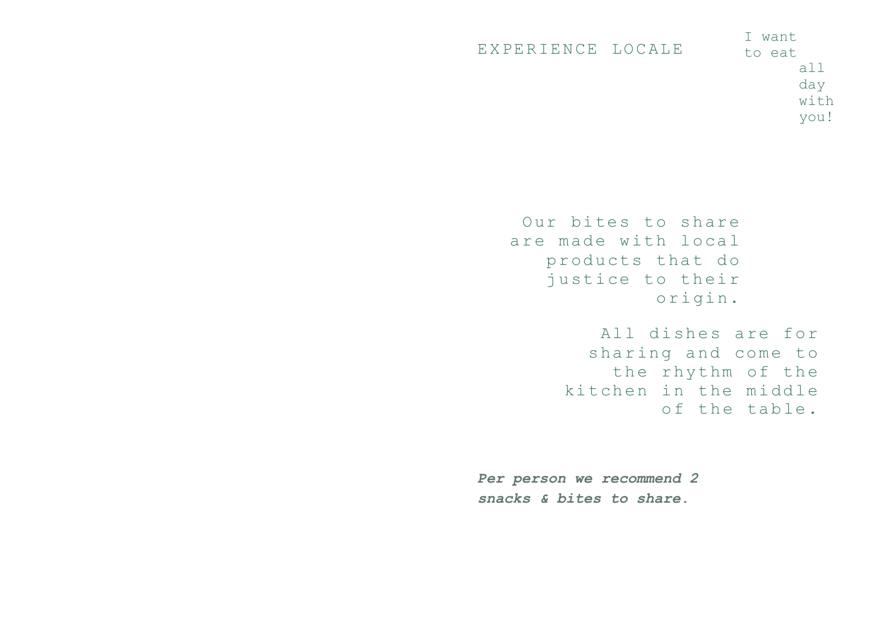# EXPERIENCE LOCALE

I want to eat all day with you!

Our bites to share are made with local products that do justice to their origin.

All dishes are for sharing and come to the rhythm of the kitchen in the middle of the table.

***Per person we recommend 2 snacks & bites to share.***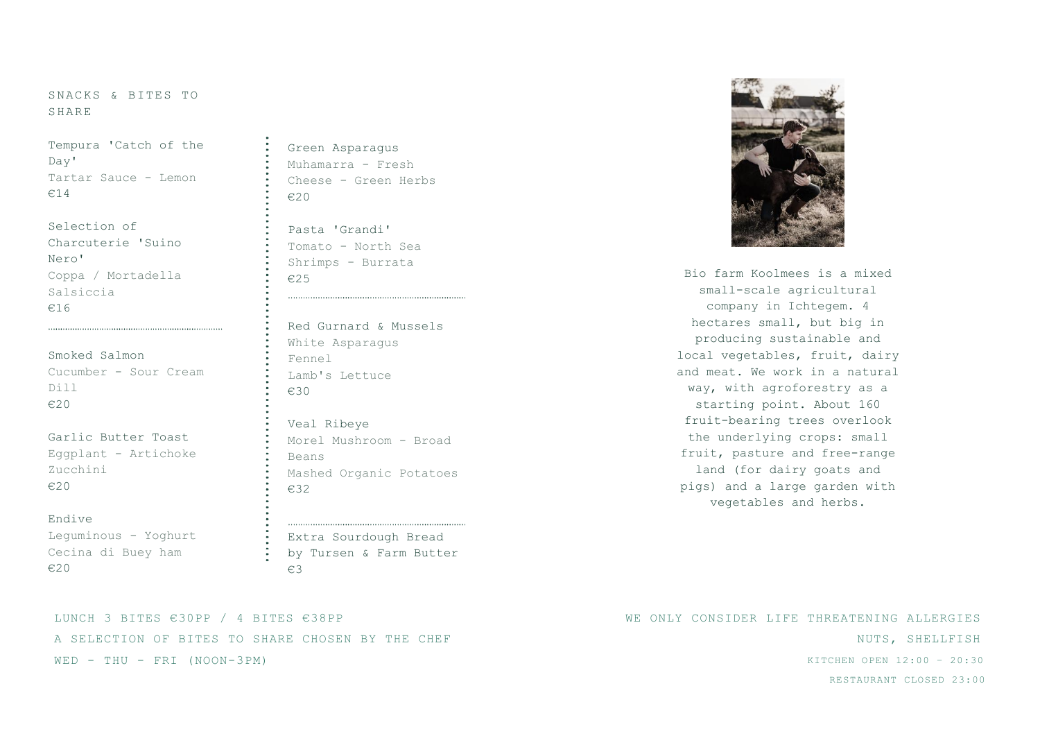## SNACKS & BITES TO SHARE

Tempura 'Catch of the Day'
Tartar Sauce - Lemon
€14

Selection of Charcuterie 'Suino Nero'
Coppa / Mortadella
Salsiccia
€16

---

Smoked Salmon
Cucumber - Sour Cream
Dill
€20

Garlic Butter Toast
Eggplant - Artichoke
Zucchini
€20

Endive
Leguminous - Yoghurt
Cecina di Buey ham
€20

Green Asparagus
Muhamarra - Fresh Cheese - Green Herbs
€20

Pasta 'Grandi'
Tomato - North Sea Shrimps - Burrata
€25

---

Red Gurnard & Mussels
White Asparagus
Fennel
Lamb's Lettuce
€30

Veal Ribeye
Morel Mushroom - Broad Beans
Mashed Organic Potatoes
€32

---

Extra Sourdough Bread by Tursen & Farm Butter
€3

Bio farm Koolmees is a mixed small-scale agricultural company in Ichtegem. 4 hectares small, but big in producing sustainable and local vegetables, fruit, dairy and meat. We work in a natural way, with agroforestry as a starting point. About 160 fruit-bearing trees overlook the underlying crops: small fruit, pasture and free-range land (for dairy goats and pigs) and a large garden with vegetables and herbs.

LUNCH 3 BITES €30PP / 4 BITES €38PP
A SELECTION OF BITES TO SHARE CHOSEN BY THE CHEF
WED - THU - FRI (NOON-3PM)

WE ONLY CONSIDER LIFE THREATENING ALLERGIES
NUTS, SHELLFISH

KITCHEN OPEN 12:00 – 20:30
RESTAURANT CLOSED 23:00